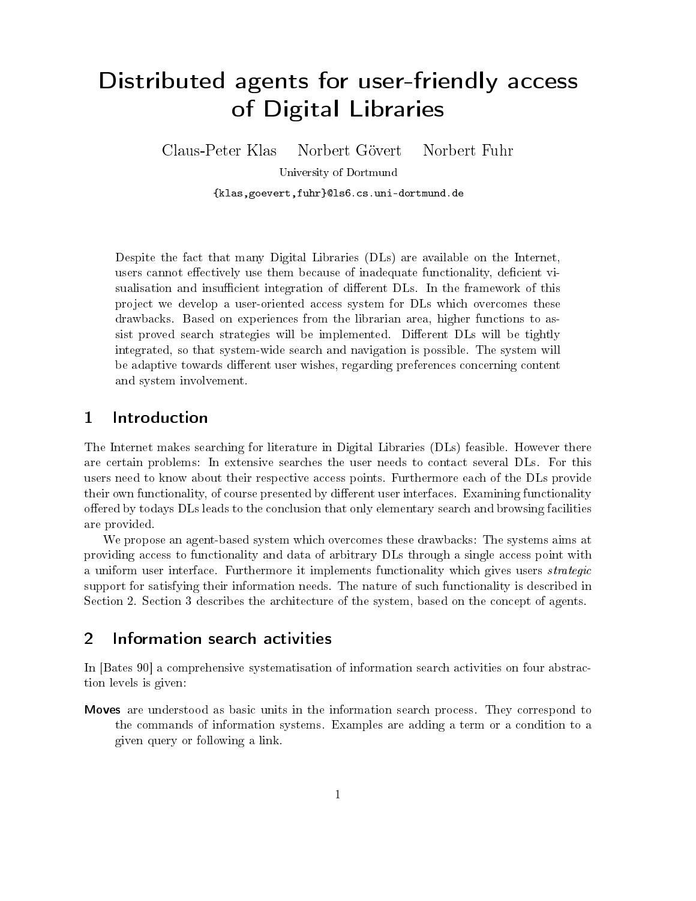# Distributed agents for user-friendly access of Digital Libraries

Claus-Peter Klas Norbert Gövert Norbert Fuhr

University of Dortmund

{klas,goevert,fuhr}@ls6.cs.uni-dortmund.de

Despite the fact that many Digital Libraries (DLs) are available on the Internet, users cannot effectively use them because of inadequate functionality, deficient visualisation and insufficient integration of different DLs. In the framework of this project we develop a user-oriented access system for DLs which overcomes these drawbacks. Based on experiences from the librarian area, higher functions to assist proved search strategies will be implemented. Different DLs will be tightly integrated, so that system-wide search and navigation is possible. The system will be adaptive towards different user wishes, regarding preferences concerning content and system involvement.

## 1 Introduction

The Internet makes searching for literature in Digital Libraries (DLs) feasible. However there are certain problems: In extensive searches the user needs to contact several DLs. For this users need to know about their respective access points. Furthermore each of the DLs provide their own functionality, of course presented by different user interfaces. Examining functionality offered by todays DLs leads to the conclusion that only elementary search and browsing facilities are provided.

We propose an agent-based system which overcomes these drawbacks: The systems aims at providing access to functionality and data of arbitrary DLs through a single access point with a uniform user interface. Furthermore it implements functionality which gives users *strategic* support for satisfying their information needs. The nature of such functionality is described in Section 2. Section 3 describes the architecture of the system, based on the concept of agents.

## 2 Information search activities

In [Bates 90] a comprehensive systematisation of information search activities on four abstraction levels is given:

**Moves** are understood as basic units in the information search process. They correspond to the commands of information systems. Examples are adding a term or a condition to a given query or following a link.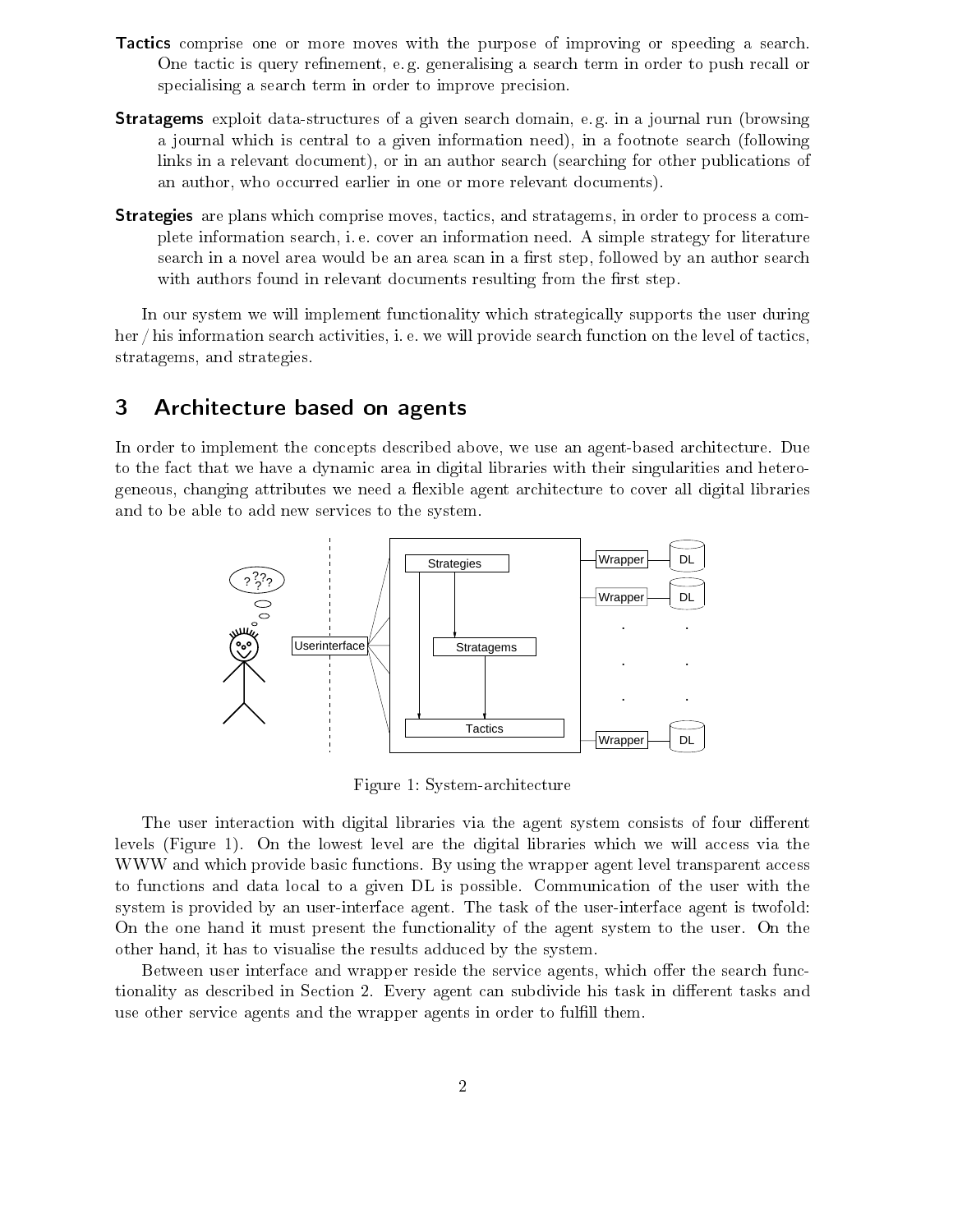**Tactics** comprise one or more moves with the purpose of improving or speeding a search. One tactic is query refinement, e. g. generalising a search term in order to push recall or specialising a search term in order to improve precision.

**Stratagems** exploit data-structures of a given search domain, e. g. in a journal run (browsing a journal which is central to a given information need), in a footnote search (following links in a relevant document), or in an author search (searching for other publications of an author, who occurred earlier in one or more relevant documents).

**Strategies** are plans which comprise moves, tactics, and stratagems, in order to process a complete information search, i. e. cover an information need. A simple strategy for literature search in a novel area would be an area scan in a first step, followed by an author search with authors found in relevant documents resulting from the first step.

In our system we will implement functionality which strategically supports the user during her / his information search activities, i. e. we will provide search function on the level of tactics, stratagems, and strategies.

## 3 Architecture based on agents

In order to implement the concepts described above, we use an agent-based architecture. Due to the fact that we have a dynamic area in digital libraries with their singularities and heterogeneous, changing attributes we need a flexible agent architecture to cover all digital libraries and to be able to add new services to the system.

Userinterface

Strategies

Stratagems

Tactics

Wrapper

DL

Figure 1: System-architecture

The user interaction with digital libraries via the agent system consists of four different levels (Figure 1). On the lowest level are the digital libraries which we will access via the WWW and which provide basic functions. By using the wrapper agent level transparent access to functions and data local to a given DL is possible. Communication of the user with the system is provided by an user-interface agent. The task of the user-interface agent is twofold: On the one hand it must present the functionality of the agent system to the user. On the other hand, it has to visualise the results adduced by the system.

Between user interface and wrapper reside the service agents, which offer the search functionality as described in Section 2. Every agent can subdivide his task in different tasks and use other service agents and the wrapper agents in order to fulfill them.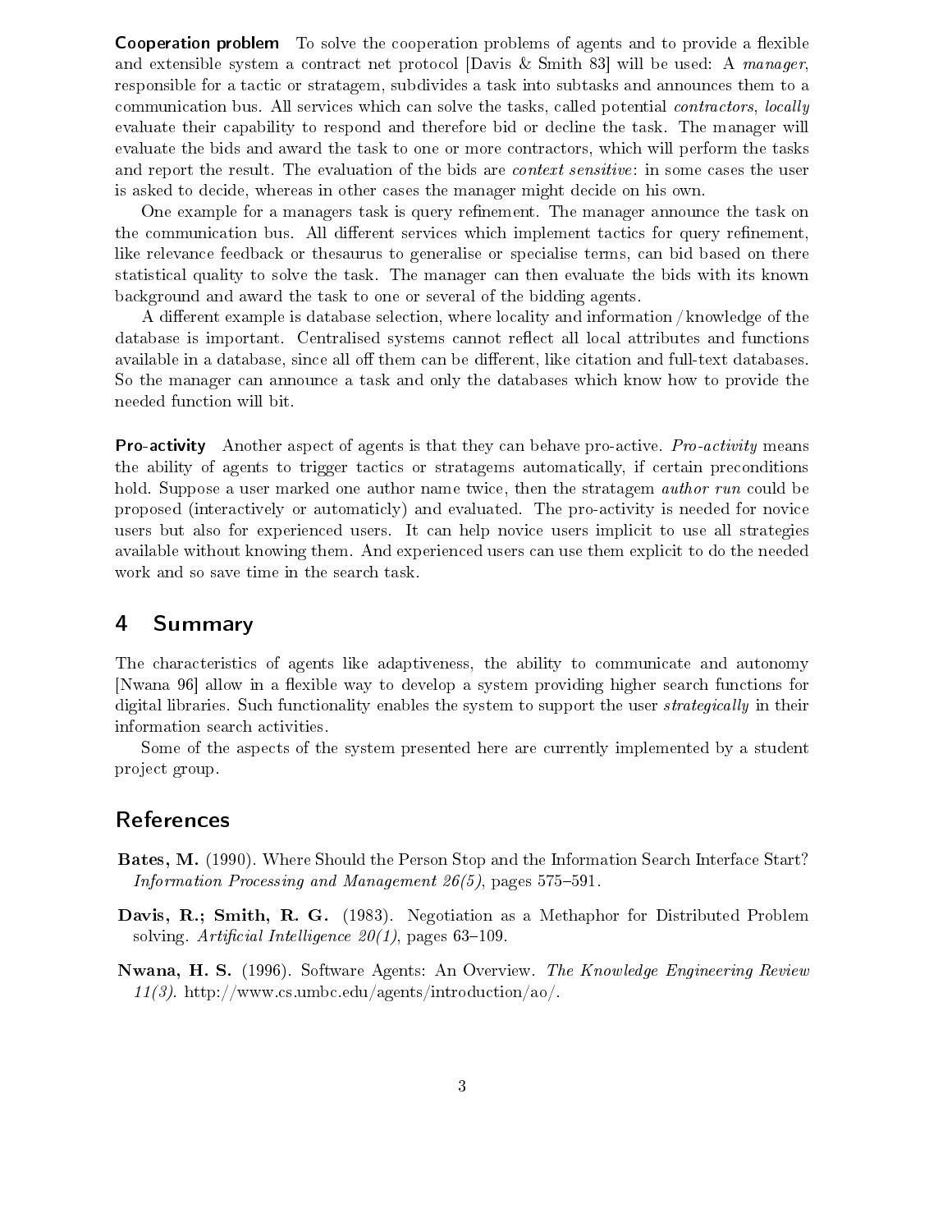**Cooperation problem** To solve the cooperation problems of agents and to provide a flexible and extensible system a contract net protocol [Davis & Smith 83] will be used: A *manager*, responsible for a tactic or stratagem, subdivides a task into subtasks and announces them to a communication bus. All services which can solve the tasks, called potential *contractors*, *locally* evaluate their capability to respond and therefore bid or decline the task. The manager will evaluate the bids and award the task to one or more contractors, which will perform the tasks and report the result. The evaluation of the bids are *context sensitive*: in some cases the user is asked to decide, whereas in other cases the manager might decide on his own.

One example for a managers task is query refinement. The manager announce the task on the communication bus. All different services which implement tactics for query refinement, like relevance feedback or thesaurus to generalise or specialise terms, can bid based on there statistical quality to solve the task. The manager can then evaluate the bids with its known background and award the task to one or several of the bidding agents.

A different example is database selection, where locality and information / knowledge of the database is important. Centralised systems cannot reflect all local attributes and functions available in a database, since all off them can be different, like citation and full-text databases. So the manager can announce a task and only the databases which know how to provide the needed function will bit.

**Pro-activity** Another aspect of agents is that they can behave pro-active. *Pro-activity* means the ability of agents to trigger tactics or stratagems automatically, if certain preconditions hold. Suppose a user marked one author name twice, then the stratagem *author run* could be proposed (interactively or automaticly) and evaluated. The pro-activity is needed for novice users but also for experienced users. It can help novice users implicit to use all strategies available without knowing them. And experienced users can use them explicit to do the needed work and so save time in the search task.

## 4 Summary

The characteristics of agents like adaptiveness, the ability to communicate and autonomy [Nwana 96] allow in a flexible way to develop a system providing higher search functions for digital libraries. Such functionality enables the system to support the user *strategically* in their information search activities.

Some of the aspects of the system presented here are currently implemented by a student project group.

## References

**Bates, M.** (1990). Where Should the Person Stop and the Information Search Interface Start? *Information Processing and Management 26(5)*, pages 575–591.

**Davis, R.; Smith, R. G.** (1983). Negotiation as a Methaphor for Distributed Problem solving. *Artificial Intelligence 20(1)*, pages 63–109.

**Nwana, H. S.** (1996). Software Agents: An Overview. *The Knowledge Engineering Review 11(3)*. http://www.cs.umbc.edu/agents/introduction/ao/.